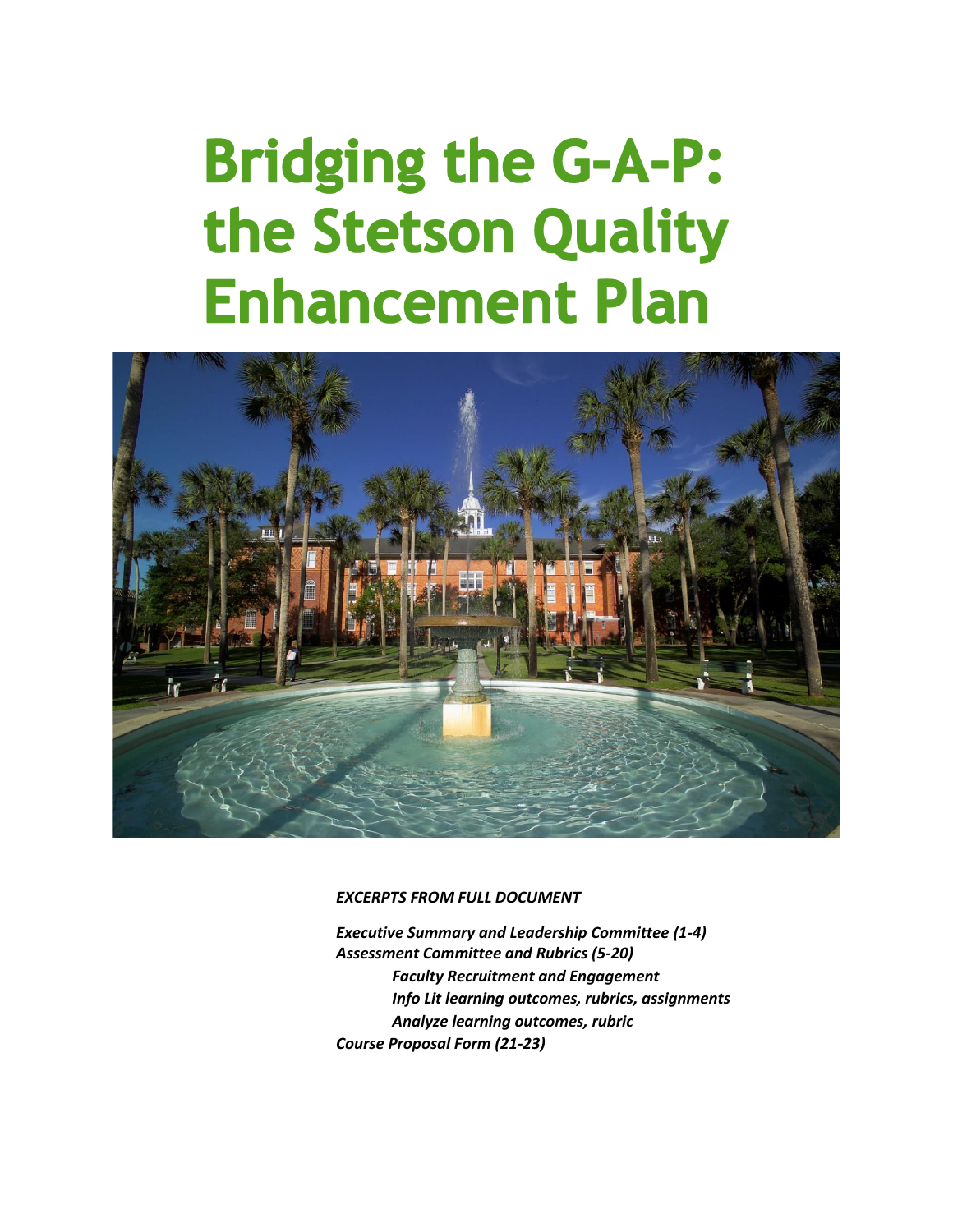# Bridging the G-A-P: the Stetson Quality Enhancement Plan

***EXCERPTS FROM FULL DOCUMENT***

***Executive Summary and Leadership Committee (1-4)***

***Assessment Committee and Rubrics (5-20)***

- ***Faculty Recruitment and Engagement***
- ***Info Lit learning outcomes, rubrics, assignments***
- ***Analyze learning outcomes, rubric***

***Course Proposal Form (21-23)***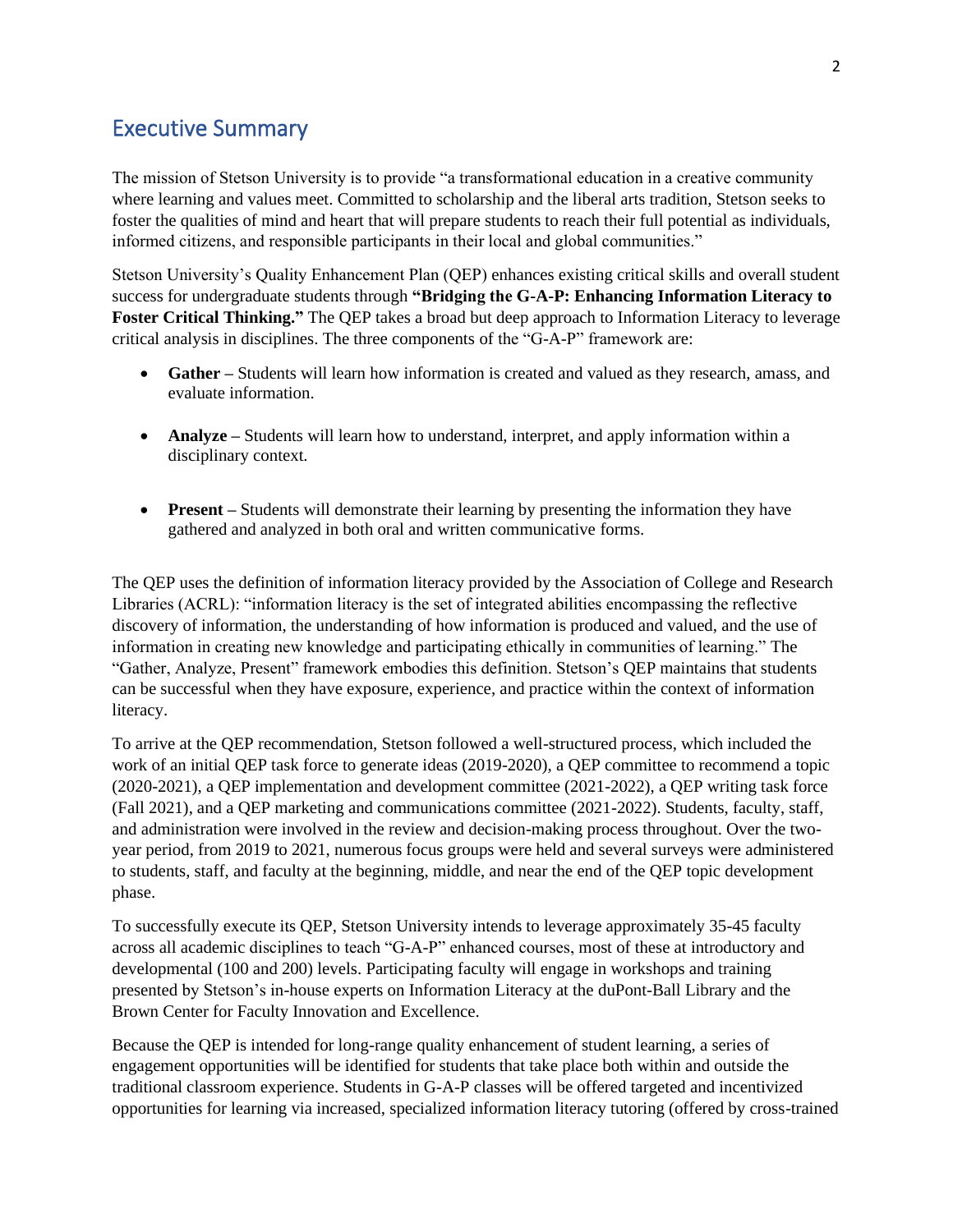## Executive Summary

The mission of Stetson University is to provide "a transformational education in a creative community where learning and values meet. Committed to scholarship and the liberal arts tradition, Stetson seeks to foster the qualities of mind and heart that will prepare students to reach their full potential as individuals, informed citizens, and responsible participants in their local and global communities."

Stetson University's Quality Enhancement Plan (QEP) enhances existing critical skills and overall student success for undergraduate students through **"Bridging the G-A-P: Enhancing Information Literacy to Foster Critical Thinking."** The QEP takes a broad but deep approach to Information Literacy to leverage critical analysis in disciplines. The three components of the "G-A-P" framework are:

- **Gather** – Students will learn how information is created and valued as they research, amass, and evaluate information.

- **Analyze** – Students will learn how to understand, interpret, and apply information within a disciplinary context.

- **Present** – Students will demonstrate their learning by presenting the information they have gathered and analyzed in both oral and written communicative forms.

The QEP uses the definition of information literacy provided by the Association of College and Research Libraries (ACRL): "information literacy is the set of integrated abilities encompassing the reflective discovery of information, the understanding of how information is produced and valued, and the use of information in creating new knowledge and participating ethically in communities of learning." The "Gather, Analyze, Present" framework embodies this definition. Stetson's QEP maintains that students can be successful when they have exposure, experience, and practice within the context of information literacy.

To arrive at the QEP recommendation, Stetson followed a well-structured process, which included the work of an initial QEP task force to generate ideas (2019-2020), a QEP committee to recommend a topic (2020-2021), a QEP implementation and development committee (2021-2022), a QEP writing task force (Fall 2021), and a QEP marketing and communications committee (2021-2022). Students, faculty, staff, and administration were involved in the review and decision-making process throughout. Over the two-year period, from 2019 to 2021, numerous focus groups were held and several surveys were administered to students, staff, and faculty at the beginning, middle, and near the end of the QEP topic development phase.

To successfully execute its QEP, Stetson University intends to leverage approximately 35-45 faculty across all academic disciplines to teach "G-A-P" enhanced courses, most of these at introductory and developmental (100 and 200) levels. Participating faculty will engage in workshops and training presented by Stetson's in-house experts on Information Literacy at the duPont-Ball Library and the Brown Center for Faculty Innovation and Excellence.

Because the QEP is intended for long-range quality enhancement of student learning, a series of engagement opportunities will be identified for students that take place both within and outside the traditional classroom experience. Students in G-A-P classes will be offered targeted and incentivized opportunities for learning via increased, specialized information literacy tutoring (offered by cross-trained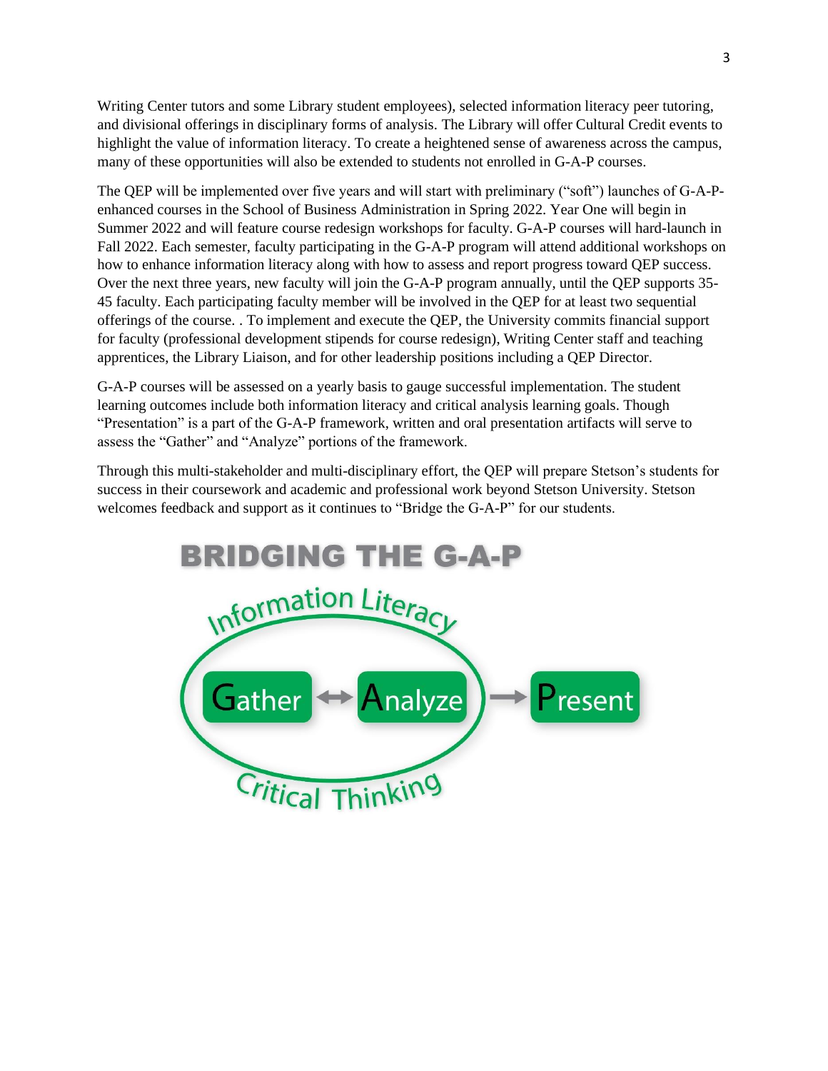Writing Center tutors and some Library student employees), selected information literacy peer tutoring, and divisional offerings in disciplinary forms of analysis. The Library will offer Cultural Credit events to highlight the value of information literacy. To create a heightened sense of awareness across the campus, many of these opportunities will also be extended to students not enrolled in G-A-P courses.

The QEP will be implemented over five years and will start with preliminary ("soft") launches of G-A-P-enhanced courses in the School of Business Administration in Spring 2022. Year One will begin in Summer 2022 and will feature course redesign workshops for faculty. G-A-P courses will hard-launch in Fall 2022. Each semester, faculty participating in the G-A-P program will attend additional workshops on how to enhance information literacy along with how to assess and report progress toward QEP success. Over the next three years, new faculty will join the G-A-P program annually, until the QEP supports 35-45 faculty. Each participating faculty member will be involved in the QEP for at least two sequential offerings of the course. . To implement and execute the QEP, the University commits financial support for faculty (professional development stipends for course redesign), Writing Center staff and teaching apprentices, the Library Liaison, and for other leadership positions including a QEP Director.

G-A-P courses will be assessed on a yearly basis to gauge successful implementation. The student learning outcomes include both information literacy and critical analysis learning goals. Though "Presentation" is a part of the G-A-P framework, written and oral presentation artifacts will serve to assess the "Gather" and "Analyze" portions of the framework.

Through this multi-stakeholder and multi-disciplinary effort, the QEP will prepare Stetson's students for success in their coursework and academic and professional work beyond Stetson University. Stetson welcomes feedback and support as it continues to "Bridge the G-A-P" for our students.

BRIDGING THE G-A-P

Information Literacy

Gather ↔ Analyze → Present

Critical Thinking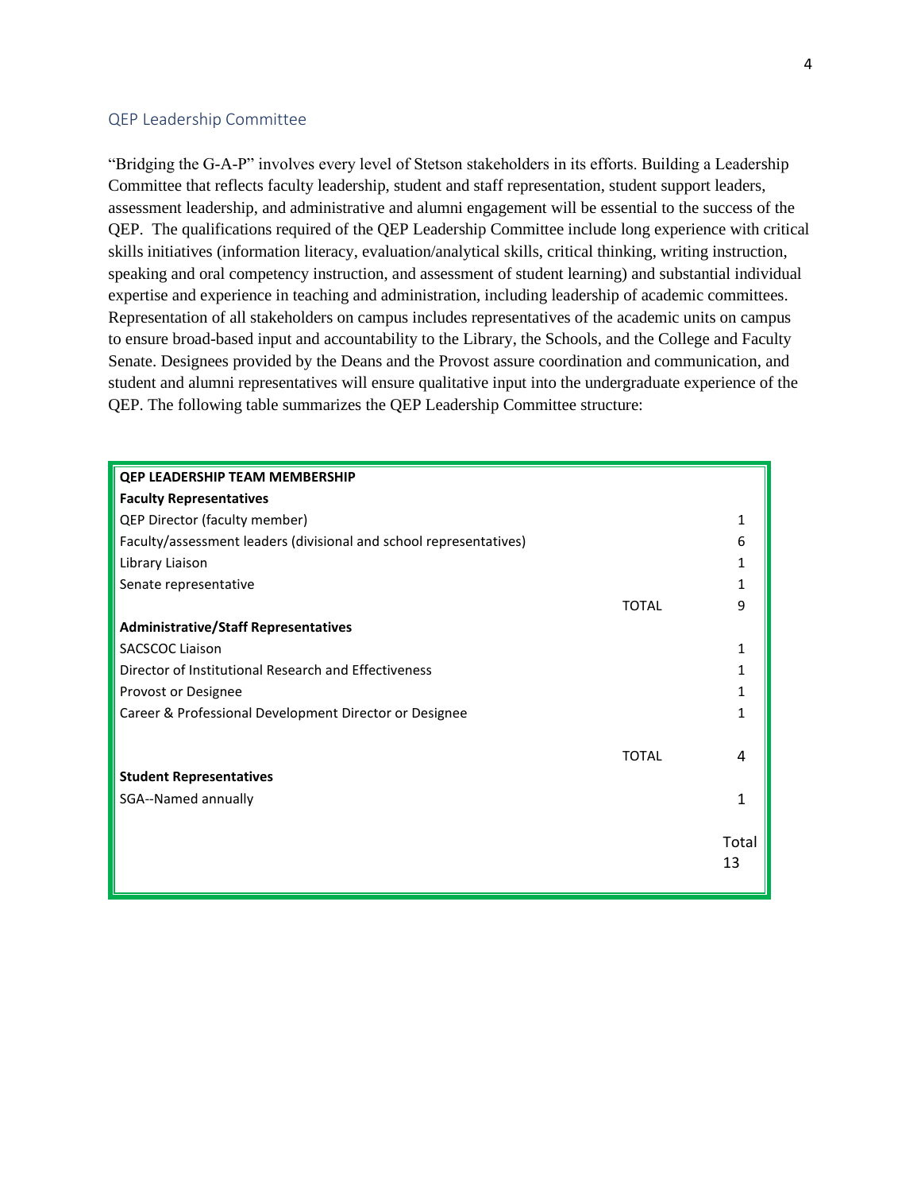## QEP Leadership Committee

"Bridging the G-A-P" involves every level of Stetson stakeholders in its efforts. Building a Leadership Committee that reflects faculty leadership, student and staff representation, student support leaders, assessment leadership, and administrative and alumni engagement will be essential to the success of the QEP. The qualifications required of the QEP Leadership Committee include long experience with critical skills initiatives (information literacy, evaluation/analytical skills, critical thinking, writing instruction, speaking and oral competency instruction, and assessment of student learning) and substantial individual expertise and experience in teaching and administration, including leadership of academic committees. Representation of all stakeholders on campus includes representatives of the academic units on campus to ensure broad-based input and accountability to the Library, the Schools, and the College and Faculty Senate. Designees provided by the Deans and the Provost assure coordination and communication, and student and alumni representatives will ensure qualitative input into the undergraduate experience of the QEP. The following table summarizes the QEP Leadership Committee structure:

| **QEP LEADERSHIP TEAM MEMBERSHIP** | | |
|---|---|---|
| **Faculty Representatives** | | |
| QEP Director (faculty member) | | 1 |
| Faculty/assessment leaders (divisional and school representatives) | | 6 |
| Library Liaison | | 1 |
| Senate representative | | 1 |
| | TOTAL | 9 |
| **Administrative/Staff Representatives** | | |
| SACSCOC Liaison | | 1 |
| Director of Institutional Research and Effectiveness | | 1 |
| Provost or Designee | | 1 |
| Career & Professional Development Director or Designee | | 1 |
| | TOTAL | 4 |
| **Student Representatives** | | |
| SGA--Named annually | | 1 |
| | | Total 13 |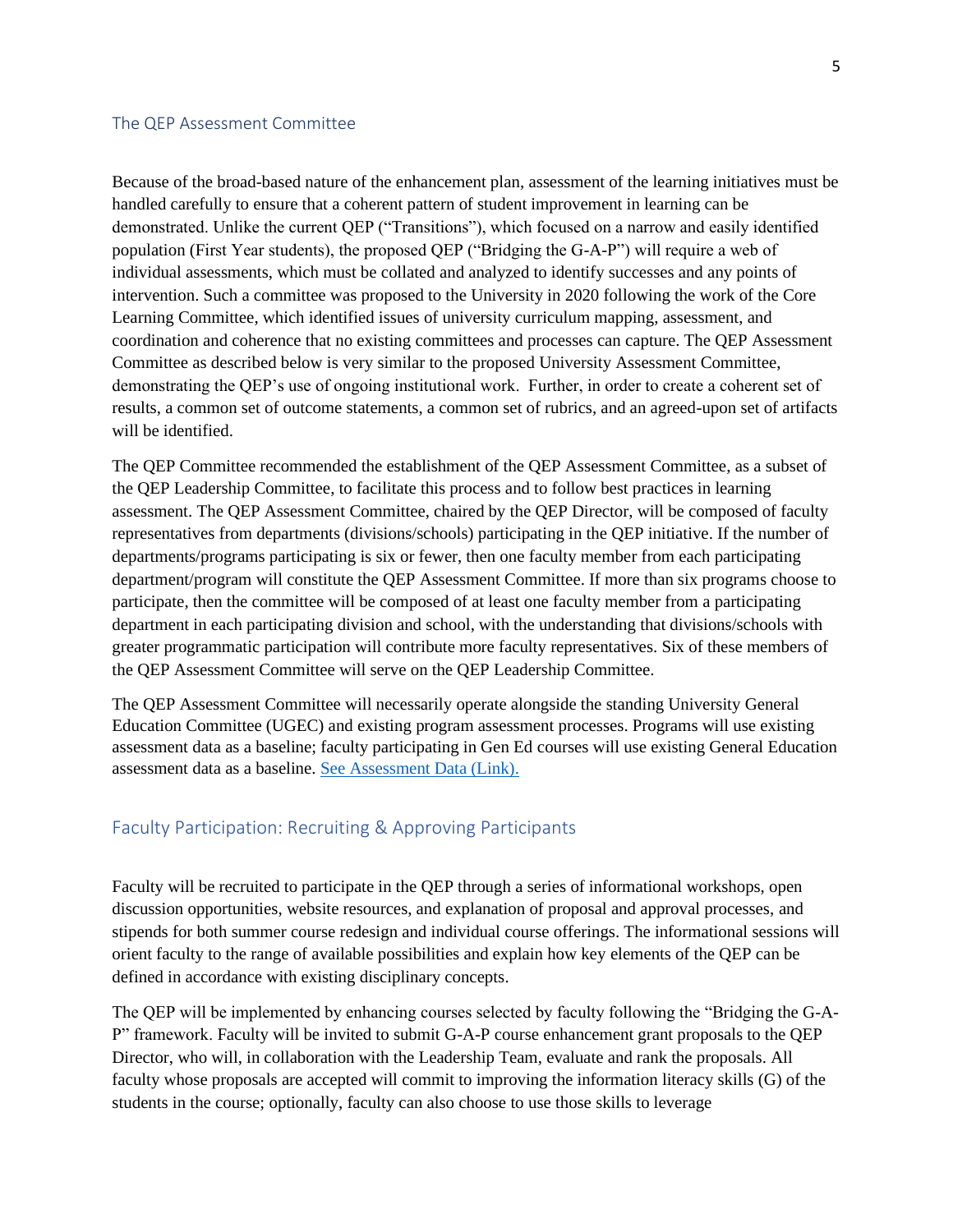## The QEP Assessment Committee

Because of the broad-based nature of the enhancement plan, assessment of the learning initiatives must be handled carefully to ensure that a coherent pattern of student improvement in learning can be demonstrated. Unlike the current QEP ("Transitions"), which focused on a narrow and easily identified population (First Year students), the proposed QEP ("Bridging the G-A-P") will require a web of individual assessments, which must be collated and analyzed to identify successes and any points of intervention. Such a committee was proposed to the University in 2020 following the work of the Core Learning Committee, which identified issues of university curriculum mapping, assessment, and coordination and coherence that no existing committees and processes can capture. The QEP Assessment Committee as described below is very similar to the proposed University Assessment Committee, demonstrating the QEP's use of ongoing institutional work. Further, in order to create a coherent set of results, a common set of outcome statements, a common set of rubrics, and an agreed-upon set of artifacts will be identified.

The QEP Committee recommended the establishment of the QEP Assessment Committee, as a subset of the QEP Leadership Committee, to facilitate this process and to follow best practices in learning assessment. The QEP Assessment Committee, chaired by the QEP Director, will be composed of faculty representatives from departments (divisions/schools) participating in the QEP initiative. If the number of departments/programs participating is six or fewer, then one faculty member from each participating department/program will constitute the QEP Assessment Committee. If more than six programs choose to participate, then the committee will be composed of at least one faculty member from a participating department in each participating division and school, with the understanding that divisions/schools with greater programmatic participation will contribute more faculty representatives. Six of these members of the QEP Assessment Committee will serve on the QEP Leadership Committee.

The QEP Assessment Committee will necessarily operate alongside the standing University General Education Committee (UGEC) and existing program assessment processes. Programs will use existing assessment data as a baseline; faculty participating in Gen Ed courses will use existing General Education assessment data as a baseline. See Assessment Data (Link).

## Faculty Participation: Recruiting & Approving Participants

Faculty will be recruited to participate in the QEP through a series of informational workshops, open discussion opportunities, website resources, and explanation of proposal and approval processes, and stipends for both summer course redesign and individual course offerings. The informational sessions will orient faculty to the range of available possibilities and explain how key elements of the QEP can be defined in accordance with existing disciplinary concepts.

The QEP will be implemented by enhancing courses selected by faculty following the "Bridging the G-A-P" framework. Faculty will be invited to submit G-A-P course enhancement grant proposals to the QEP Director, who will, in collaboration with the Leadership Team, evaluate and rank the proposals. All faculty whose proposals are accepted will commit to improving the information literacy skills (G) of the students in the course; optionally, faculty can also choose to use those skills to leverage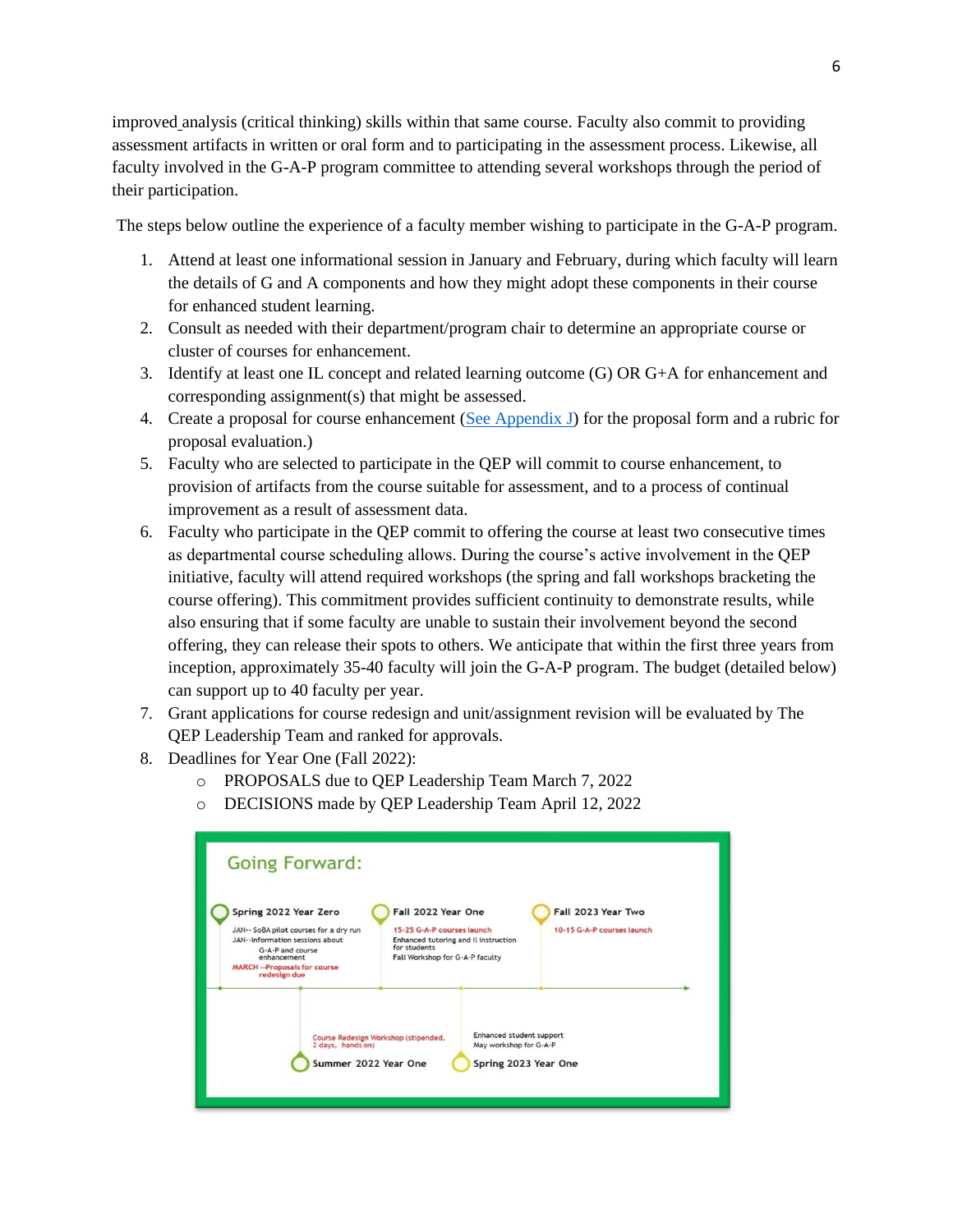improved analysis (critical thinking) skills within that same course. Faculty also commit to providing assessment artifacts in written or oral form and to participating in the assessment process. Likewise, all faculty involved in the G-A-P program committee to attending several workshops through the period of their participation.

The steps below outline the experience of a faculty member wishing to participate in the G-A-P program.

1. Attend at least one informational session in January and February, during which faculty will learn the details of G and A components and how they might adopt these components in their course for enhanced student learning.
2. Consult as needed with their department/program chair to determine an appropriate course or cluster of courses for enhancement.
3. Identify at least one IL concept and related learning outcome (G) OR G+A for enhancement and corresponding assignment(s) that might be assessed.
4. Create a proposal for course enhancement (See Appendix J) for the proposal form and a rubric for proposal evaluation.)
5. Faculty who are selected to participate in the QEP will commit to course enhancement, to provision of artifacts from the course suitable for assessment, and to a process of continual improvement as a result of assessment data.
6. Faculty who participate in the QEP commit to offering the course at least two consecutive times as departmental course scheduling allows. During the course's active involvement in the QEP initiative, faculty will attend required workshops (the spring and fall workshops bracketing the course offering). This commitment provides sufficient continuity to demonstrate results, while also ensuring that if some faculty are unable to sustain their involvement beyond the second offering, they can release their spots to others. We anticipate that within the first three years from inception, approximately 35-40 faculty will join the G-A-P program. The budget (detailed below) can support up to 40 faculty per year.
7. Grant applications for course redesign and unit/assignment revision will be evaluated by The QEP Leadership Team and ranked for approvals.
8. Deadlines for Year One (Fall 2022):
   - PROPOSALS due to QEP Leadership Team March 7, 2022
   - DECISIONS made by QEP Leadership Team April 12, 2022

Going Forward:

Spring 2022 Year Zero
JAN-- SoBA pilot courses for a dry run
JAN--Information sessions about G-A-P and course enhancement
MARCH --Proposals for course redesign due

Summer 2022 Year One
Course Redesign Workshop (stipended, 2 days, hands on)

Fall 2022 Year One
15-25 G-A-P courses launch
Enhanced tutoring and IL instruction for students
Fall Workshop for G-A-P faculty

Spring 2023 Year One
Enhanced student support
May workshop for G-A-P

Fall 2023 Year Two
10-15 G-A-P courses launch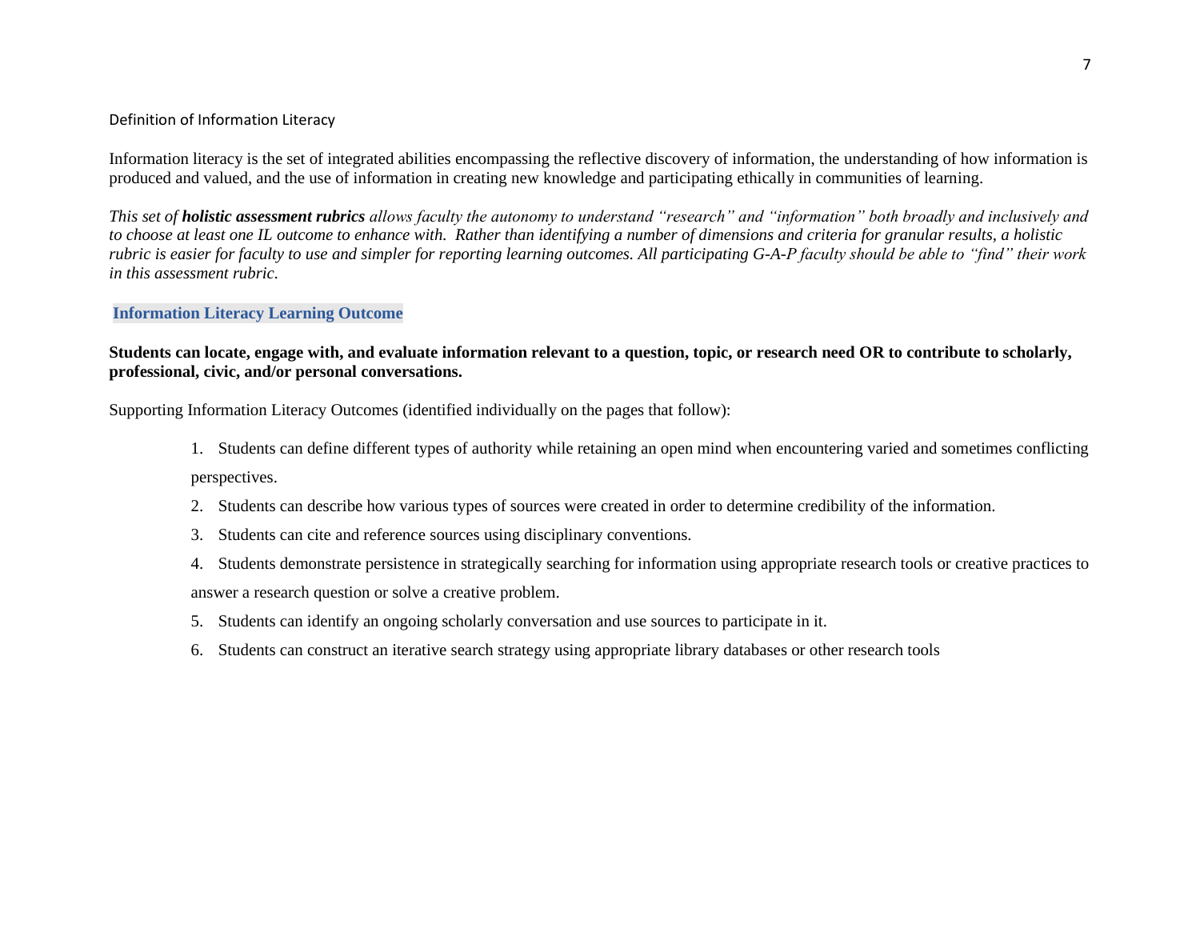Definition of Information Literacy

Information literacy is the set of integrated abilities encompassing the reflective discovery of information, the understanding of how information is produced and valued, and the use of information in creating new knowledge and participating ethically in communities of learning.

*This set of **holistic assessment rubrics** allows faculty the autonomy to understand "research" and "information" both broadly and inclusively and to choose at least one IL outcome to enhance with. Rather than identifying a number of dimensions and criteria for granular results, a holistic rubric is easier for faculty to use and simpler for reporting learning outcomes. All participating G-A-P faculty should be able to "find" their work in this assessment rubric.*

## Information Literacy Learning Outcome

**Students can locate, engage with, and evaluate information relevant to a question, topic, or research need OR to contribute to scholarly, professional, civic, and/or personal conversations.**

Supporting Information Literacy Outcomes (identified individually on the pages that follow):

1. Students can define different types of authority while retaining an open mind when encountering varied and sometimes conflicting perspectives.
2. Students can describe how various types of sources were created in order to determine credibility of the information.
3. Students can cite and reference sources using disciplinary conventions.
4. Students demonstrate persistence in strategically searching for information using appropriate research tools or creative practices to answer a research question or solve a creative problem.
5. Students can identify an ongoing scholarly conversation and use sources to participate in it.
6. Students can construct an iterative search strategy using appropriate library databases or other research tools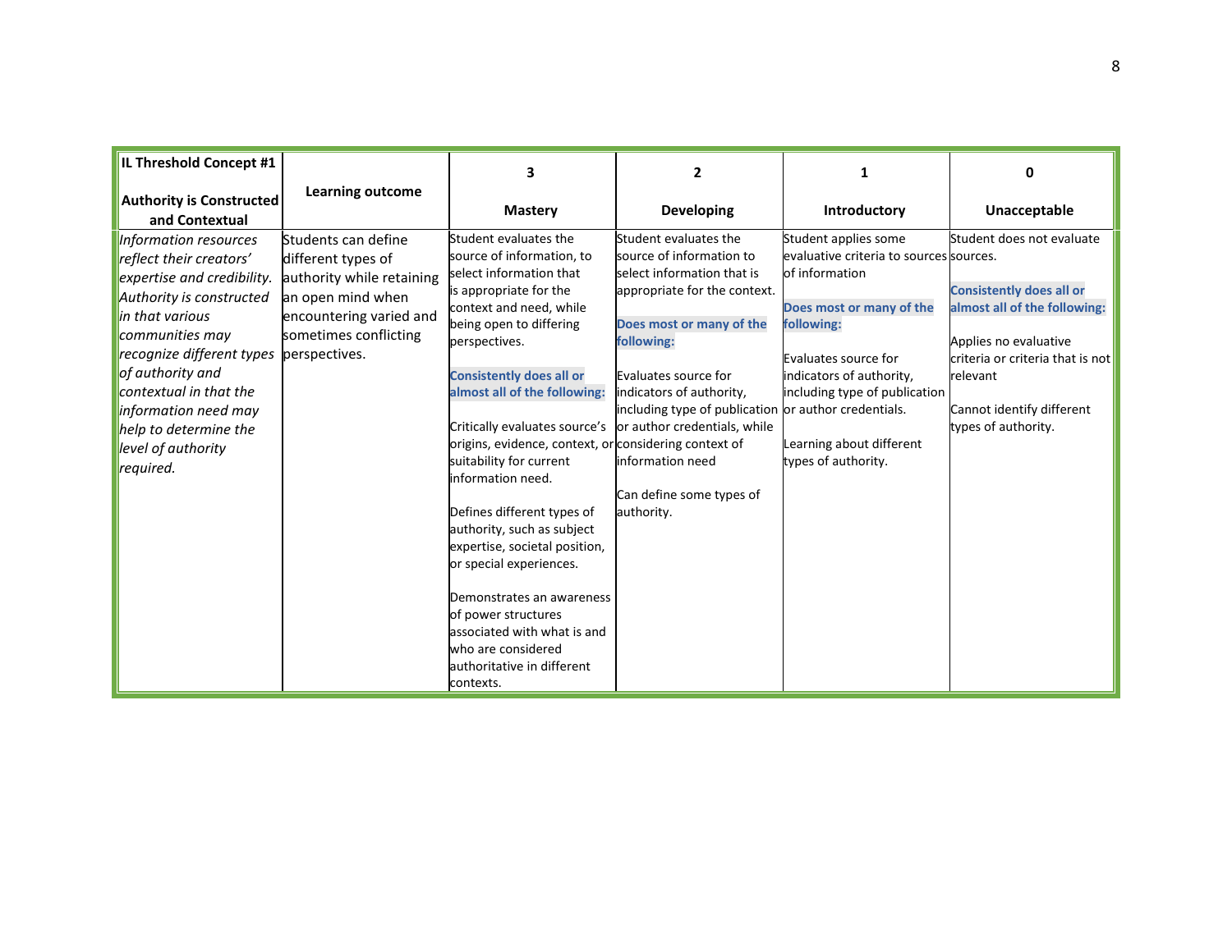| **IL Threshold Concept #1**<br><br>**Authority is Constructed and Contextual** | **Learning outcome** | **3**<br><br>**Mastery** | **2**<br><br>**Developing** | **1**<br><br>**Introductory** | **0**<br><br>**Unacceptable** |
|---|---|---|---|---|---|
| *Information resources reflect their creators' expertise and credibility. Authority is constructed in that various communities may recognize different types of authority and contextual in that the information need may help to determine the level of authority required.* | Students can define different types of authority while retaining an open mind when encountering varied and sometimes conflicting perspectives. | Student evaluates the source of information, to select information that is appropriate for the context and need, while being open to differing perspectives.<br><br>**Consistently does all or almost all of the following:**<br><br>Critically evaluates source's origins, evidence, context, or suitability for current information need.<br><br>Defines different types of authority, such as subject expertise, societal position, or special experiences.<br><br>Demonstrates an awareness of power structures associated with what is and who are considered authoritative in different contexts. | Student evaluates the source of information to select information that is appropriate for the context.<br><br>**Does most or many of the following:**<br><br>Evaluates source for indicators of authority, including type of publication or author credentials, while considering context of information need<br><br>Can define some types of authority. | Student applies some evaluative criteria to sources of information<br><br>**Does most or many of the following:**<br><br>Evaluates source for indicators of authority, including type of publication or author credentials.<br><br>Learning about different types of authority. | Student does not evaluate sources.<br><br>**Consistently does all or almost all of the following:**<br><br>Applies no evaluative criteria or criteria that is not relevant<br><br>Cannot identify different types of authority. |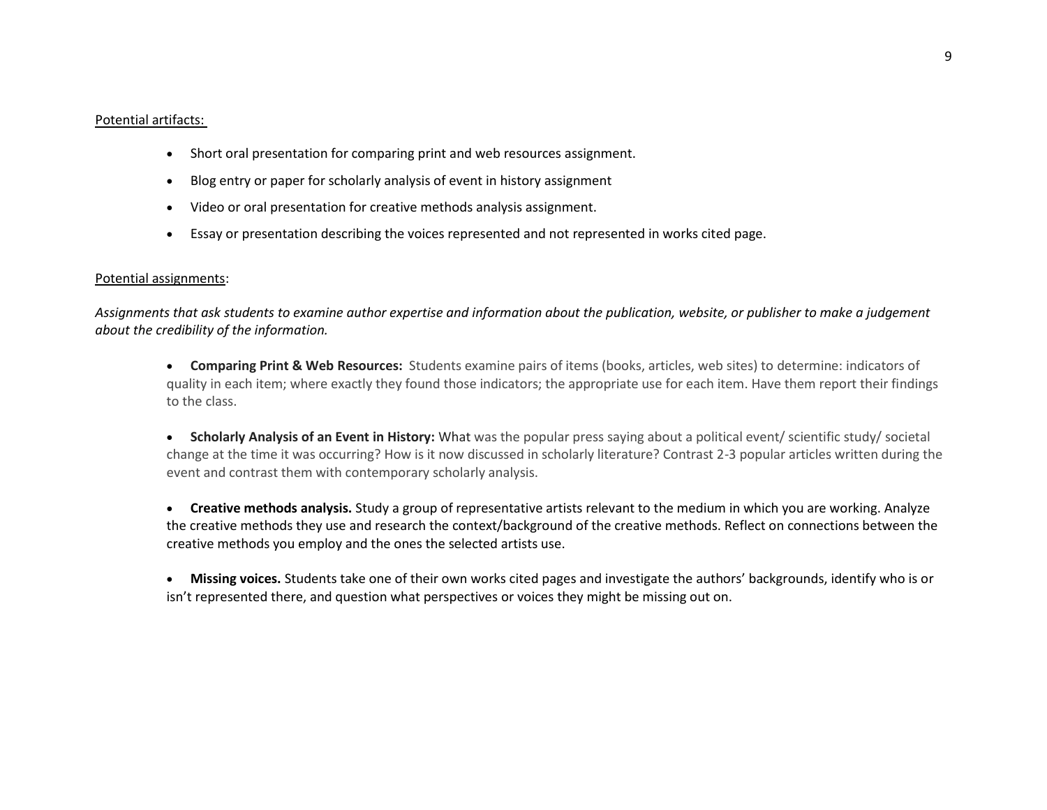Potential artifacts:

- Short oral presentation for comparing print and web resources assignment.
- Blog entry or paper for scholarly analysis of event in history assignment
- Video or oral presentation for creative methods analysis assignment.
- Essay or presentation describing the voices represented and not represented in works cited page.

Potential assignments:

*Assignments that ask students to examine author expertise and information about the publication, website, or publisher to make a judgement about the credibility of the information.*

- **Comparing Print & Web Resources:** Students examine pairs of items (books, articles, web sites) to determine: indicators of quality in each item; where exactly they found those indicators; the appropriate use for each item. Have them report their findings to the class.

- **Scholarly Analysis of an Event in History:** What was the popular press saying about a political event/ scientific study/ societal change at the time it was occurring? How is it now discussed in scholarly literature? Contrast 2-3 popular articles written during the event and contrast them with contemporary scholarly analysis.

- **Creative methods analysis.** Study a group of representative artists relevant to the medium in which you are working. Analyze the creative methods they use and research the context/background of the creative methods. Reflect on connections between the creative methods you employ and the ones the selected artists use.

- **Missing voices.** Students take one of their own works cited pages and investigate the authors' backgrounds, identify who is or isn't represented there, and question what perspectives or voices they might be missing out on.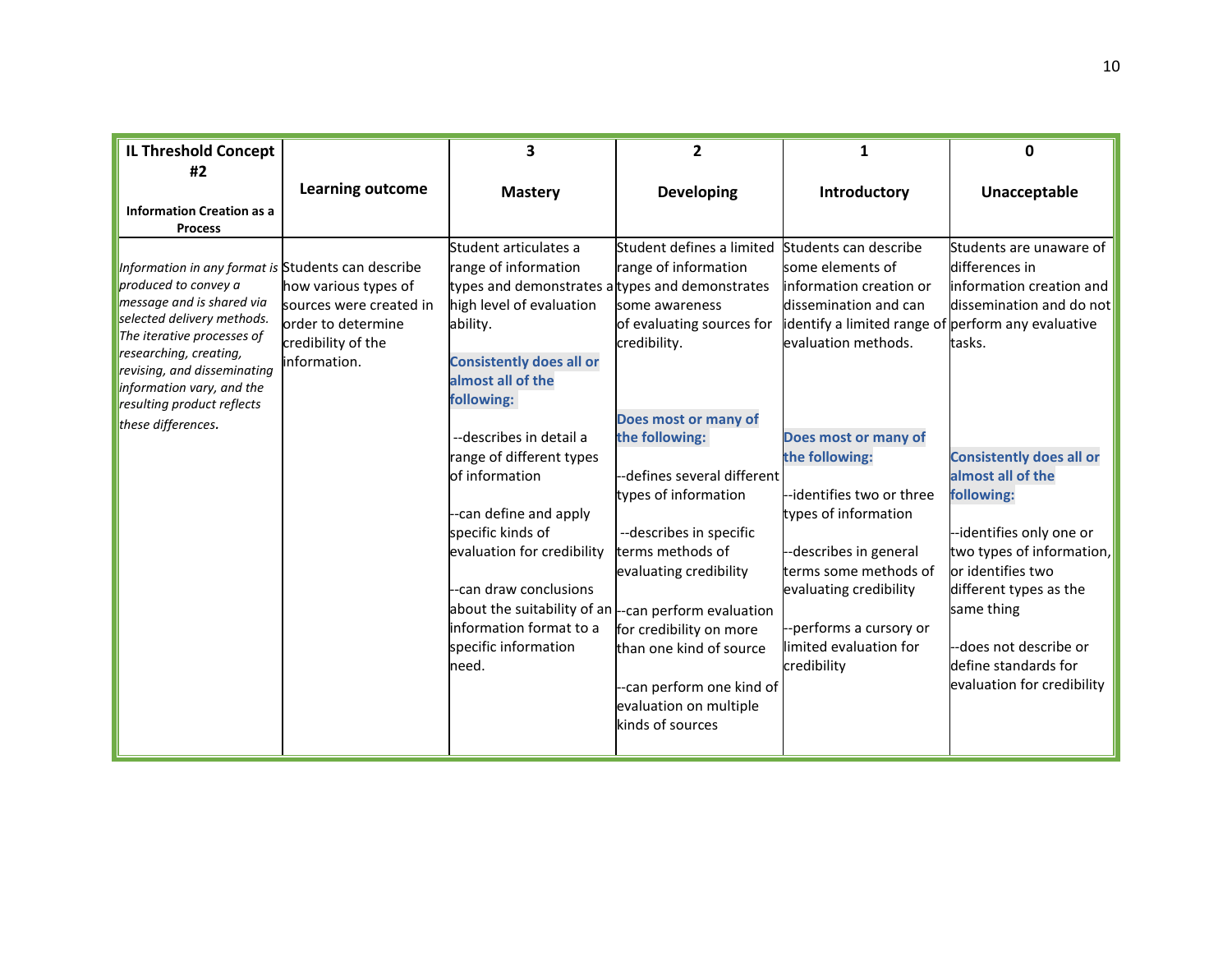| **IL Threshold Concept #2**<br><br>**Information Creation as a Process** | **Learning outcome** | **3**<br><br>**Mastery** | **2**<br><br>**Developing** | **1**<br><br>**Introductory** | **0**<br><br>**Unacceptable** |
|---|---|---|---|---|---|
| *Information in any format is produced to convey a message and is shared via selected delivery methods. The iterative processes of researching, creating, revising, and disseminating information vary, and the resulting product reflects these differences.* | Students can describe how various types of sources were created in order to determine credibility of the information. | Student articulates a range of information types and demonstrates a high level of evaluation ability.<br><br>**Consistently does all or almost all of the following:**<br><br>--describes in detail a range of different types of information<br><br>--can define and apply specific kinds of evaluation for credibility<br><br>--can draw conclusions about the suitability of an information format to a specific information need. | Student defines a limited range of information types and demonstrates some awareness of evaluating sources for credibility.<br><br>**Does most or many of the following:**<br><br>--defines several different types of information<br><br>--describes in specific terms methods of evaluating credibility<br><br>--can perform evaluation for credibility on more than one kind of source<br><br>--can perform one kind of evaluation on multiple kinds of sources | Students can describe some elements of information creation or dissemination and can identify a limited range of evaluation methods.<br><br>**Does most or many of the following:**<br><br>--identifies two or three types of information<br><br>--describes in general terms some methods of evaluating credibility<br><br>--performs a cursory or limited evaluation for credibility | Students are unaware of differences in information creation and dissemination and do not perform any evaluative tasks.<br><br>**Consistently does all or almost all of the following:**<br><br>--identifies only one or two types of information, or identifies two different types as the same thing<br><br>--does not describe or define standards for evaluation for credibility |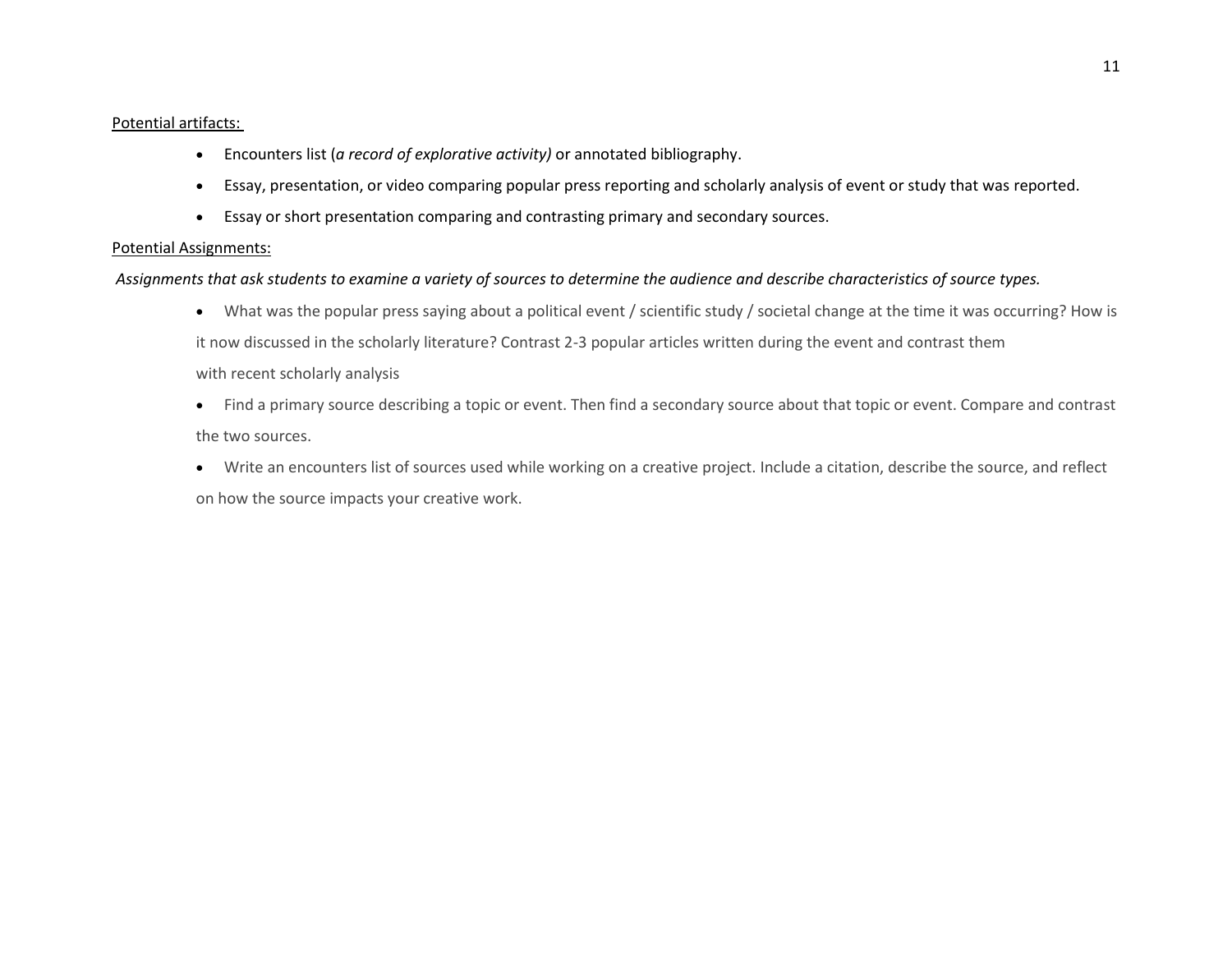<u>Potential artifacts:</u>

- Encounters list (*a record of explorative activity)* or annotated bibliography.
- Essay, presentation, or video comparing popular press reporting and scholarly analysis of event or study that was reported.
- Essay or short presentation comparing and contrasting primary and secondary sources.

<u>Potential Assignments:</u>

*Assignments that ask students to examine a variety of sources to determine the audience and describe characteristics of source types.*

- What was the popular press saying about a political event / scientific study / societal change at the time it was occurring? How is it now discussed in the scholarly literature? Contrast 2-3 popular articles written during the event and contrast them with recent scholarly analysis
- Find a primary source describing a topic or event. Then find a secondary source about that topic or event. Compare and contrast the two sources.
- Write an encounters list of sources used while working on a creative project. Include a citation, describe the source, and reflect on how the source impacts your creative work.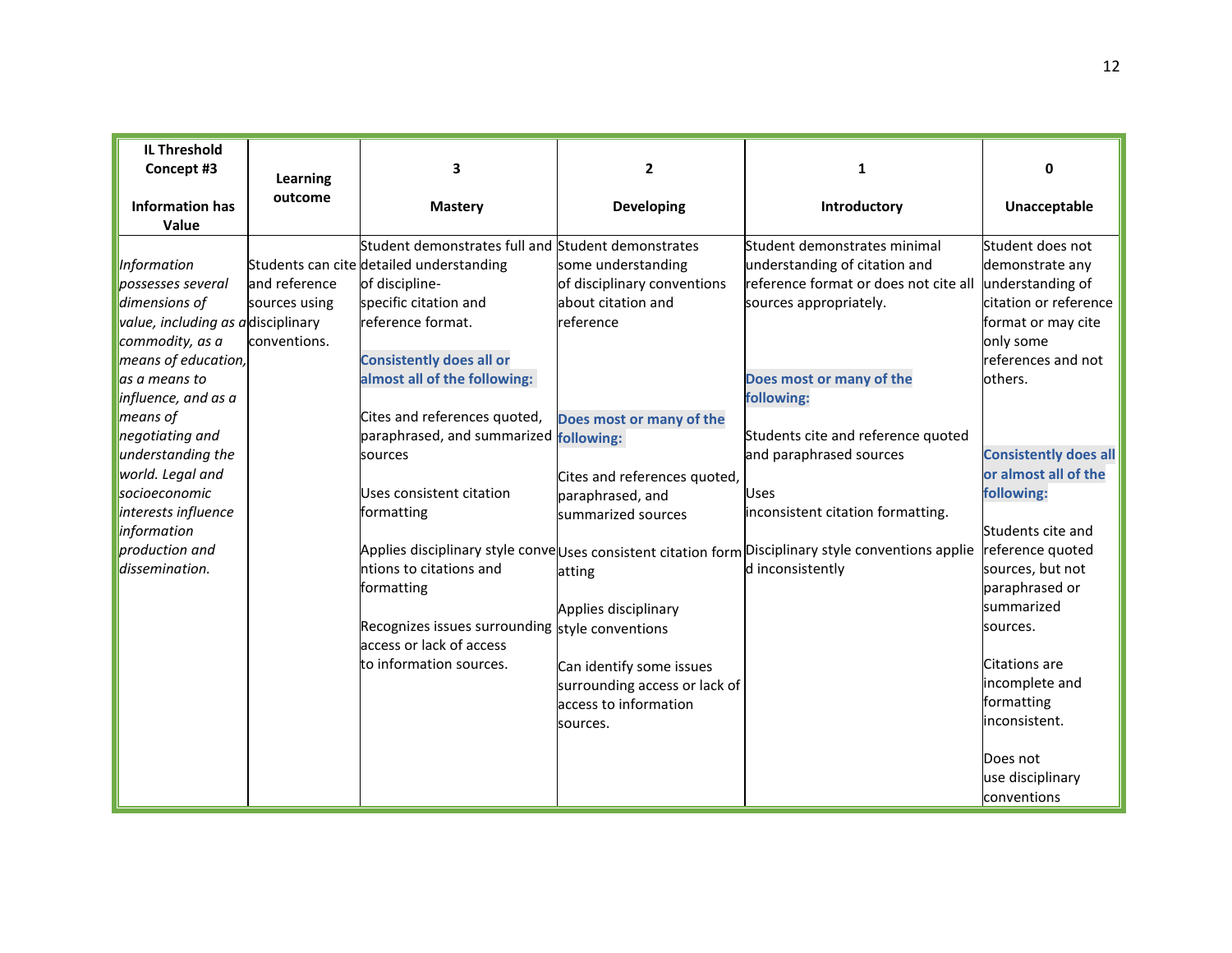| IL Threshold Concept #3<br><br>Information has Value | Learning outcome | 3<br><br>Mastery | 2<br><br>Developing | 1<br><br>Introductory | 0<br><br>Unacceptable |
|---|---|---|---|---|---|
| *Information possesses several dimensions of value, including as a commodity, as a means of education, as a means to influence, and as a means of negotiating and understanding the world. Legal and socioeconomic interests influence information production and dissemination.* | Students can cite and reference sources using disciplinary conventions. | Student demonstrates full and detailed understanding of discipline-specific citation and reference format.<br><br>**Consistently does all or almost all of the following:**<br><br>Cites and references quoted, paraphrased, and summarized sources<br><br>Uses consistent citation formatting<br><br>Applies disciplinary style conventions to citations and formatting<br><br>Recognizes issues surrounding access or lack of access to information sources. | Student demonstrates some understanding of disciplinary conventions about citation and reference<br><br>**Does most or many of the following:**<br><br>Cites and references quoted, paraphrased, and summarized sources<br><br>Uses consistent citation formatting<br><br>Applies disciplinary style conventions<br><br>Can identify some issues surrounding access or lack of access to information sources. | Student demonstrates minimal understanding of citation and reference format or does not cite all sources appropriately.<br><br>**Does most or many of the following:**<br><br>Students cite and reference quoted and paraphrased sources<br><br>Uses inconsistent citation formatting.<br><br>Disciplinary style conventions applied inconsistently | Student does not demonstrate any understanding of citation or reference format or may cite only some references and not others.<br><br>**Consistently does all or almost all of the following:**<br><br>Students cite and reference quoted sources, but not paraphrased or summarized sources.<br><br>Citations are incomplete and formatting inconsistent.<br><br>Does not use disciplinary conventions |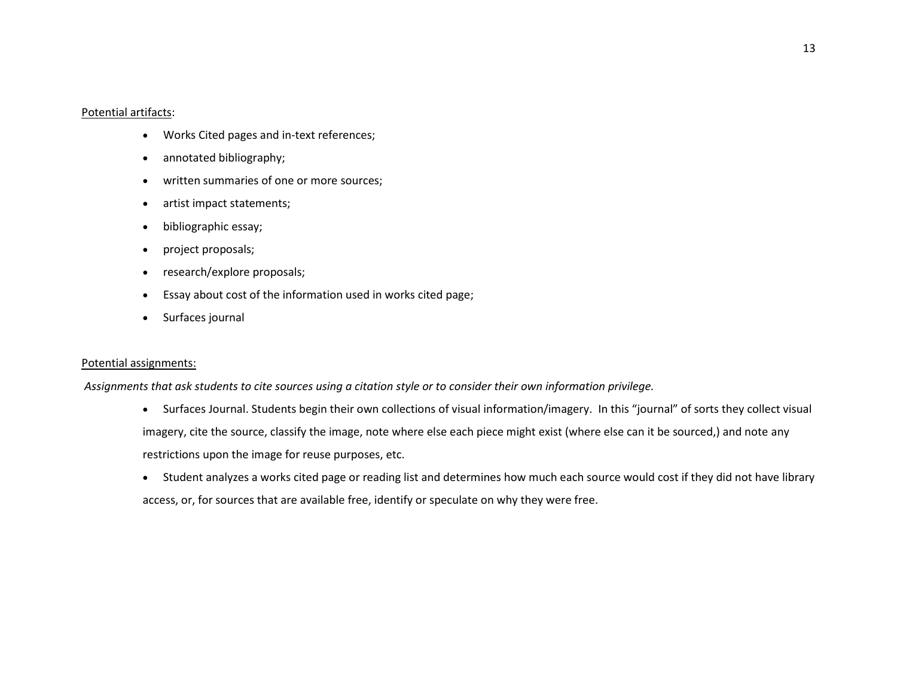<u>Potential artifacts</u>:

- Works Cited pages and in-text references;
- annotated bibliography;
- written summaries of one or more sources;
- artist impact statements;
- bibliographic essay;
- project proposals;
- research/explore proposals;
- Essay about cost of the information used in works cited page;
- Surfaces journal

<u>Potential assignments:</u>

*Assignments that ask students to cite sources using a citation style or to consider their own information privilege.*

- Surfaces Journal. Students begin their own collections of visual information/imagery. In this "journal" of sorts they collect visual imagery, cite the source, classify the image, note where else each piece might exist (where else can it be sourced,) and note any restrictions upon the image for reuse purposes, etc.
- Student analyzes a works cited page or reading list and determines how much each source would cost if they did not have library access, or, for sources that are available free, identify or speculate on why they were free.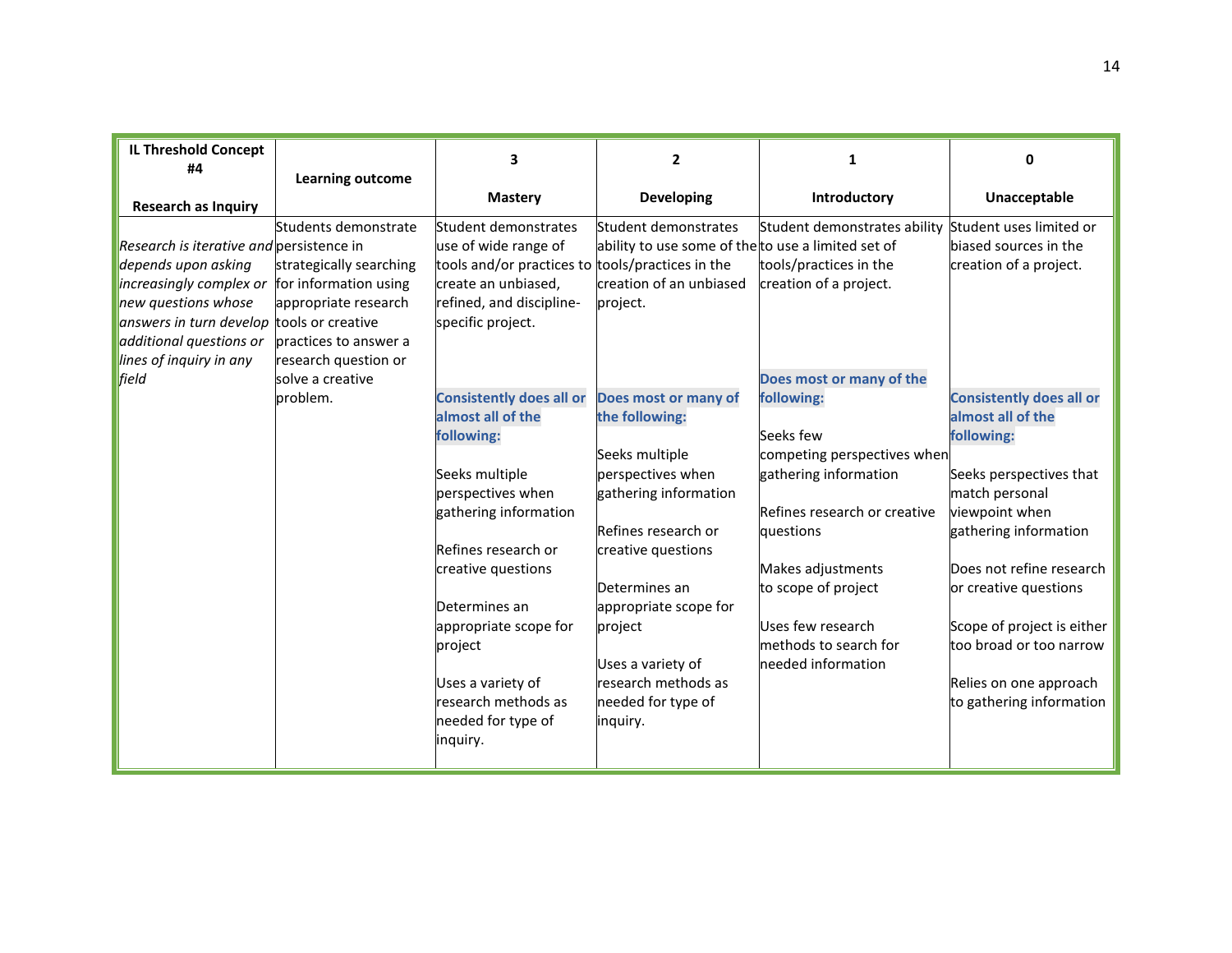| IL Threshold Concept #4<br><br>Research as Inquiry | Learning outcome | 3<br><br>Mastery | 2<br><br>Developing | 1<br><br>Introductory | 0<br><br>Unacceptable |
|---|---|---|---|---|---|
| *Research is iterative and depends upon asking increasingly complex or new questions whose answers in turn develop additional questions or lines of inquiry in any field* | Students demonstrate persistence in strategically searching for information using appropriate research tools or creative practices to answer a research question or solve a creative problem. | Student demonstrates use of wide range of tools and/or practices to create an unbiased, refined, and discipline-specific project.<br><br>**Consistently does all or almost all of the following:**<br><br>Seeks multiple perspectives when gathering information<br><br>Refines research or creative questions<br><br>Determines an appropriate scope for project<br><br>Uses a variety of research methods as needed for type of inquiry. | Student demonstrates ability to use some of the tools/practices in the creation of an unbiased project.<br><br>**Does most or many of the following:**<br><br>Seeks multiple perspectives when gathering information<br><br>Refines research or creative questions<br><br>Determines an appropriate scope for project<br><br>Uses a variety of research methods as needed for type of inquiry. | Student demonstrates ability to use a limited set of tools/practices in the creation of a project.<br><br>**Does most or many of the following:**<br><br>Seeks few competing perspectives when gathering information<br><br>Refines research or creative questions<br><br>Makes adjustments to scope of project<br><br>Uses few research methods to search for needed information | Student uses limited or biased sources in the creation of a project.<br><br>**Consistently does all or almost all of the following:**<br><br>Seeks perspectives that match personal viewpoint when gathering information<br><br>Does not refine research or creative questions<br><br>Scope of project is either too broad or too narrow<br><br>Relies on one approach to gathering information |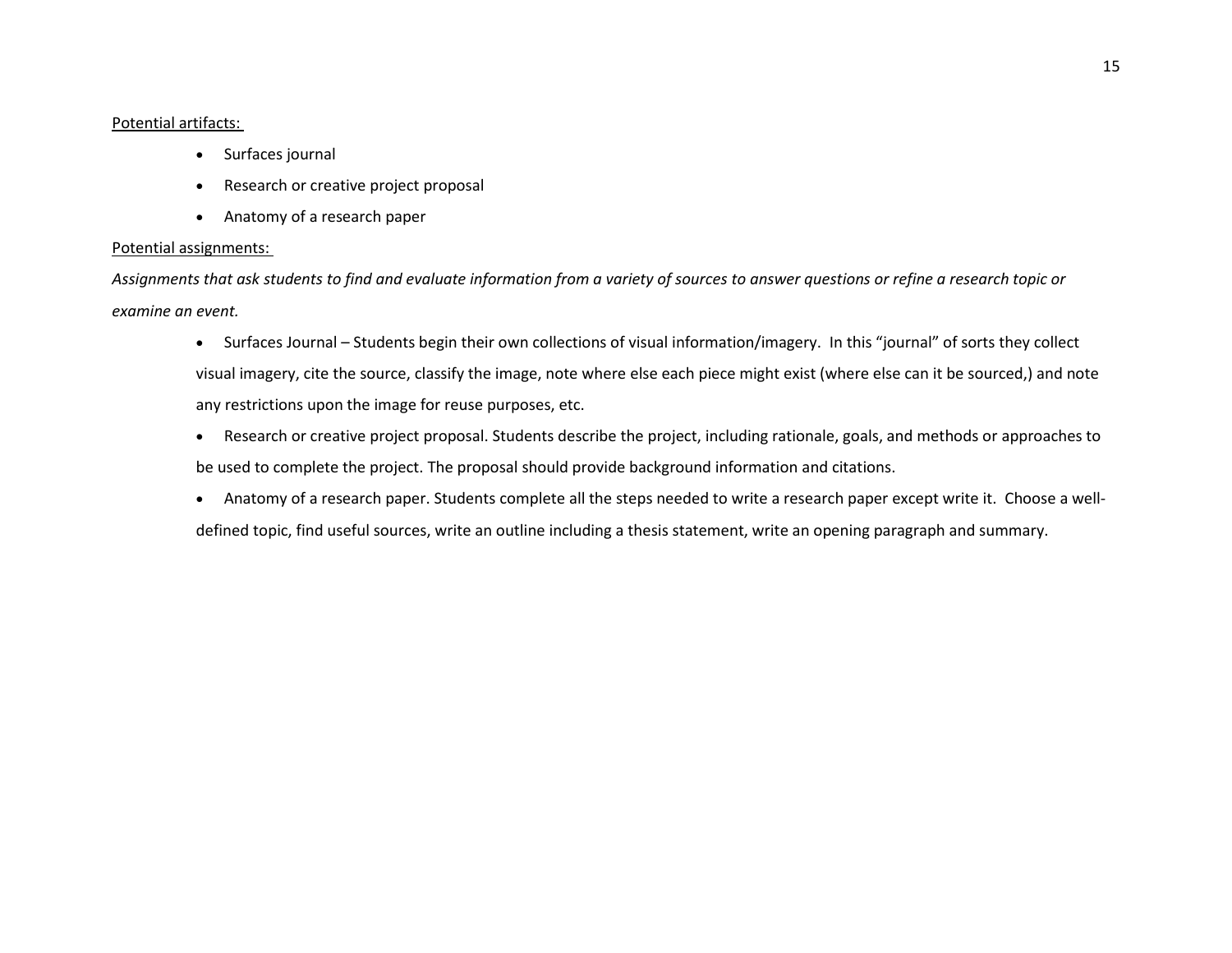<u>Potential artifacts:</u>

- Surfaces journal
- Research or creative project proposal
- Anatomy of a research paper

<u>Potential assignments:</u>

*Assignments that ask students to find and evaluate information from a variety of sources to answer questions or refine a research topic or examine an event.*

- Surfaces Journal – Students begin their own collections of visual information/imagery. In this "journal" of sorts they collect visual imagery, cite the source, classify the image, note where else each piece might exist (where else can it be sourced,) and note any restrictions upon the image for reuse purposes, etc.
- Research or creative project proposal. Students describe the project, including rationale, goals, and methods or approaches to be used to complete the project. The proposal should provide background information and citations.
- Anatomy of a research paper. Students complete all the steps needed to write a research paper except write it. Choose a well-defined topic, find useful sources, write an outline including a thesis statement, write an opening paragraph and summary.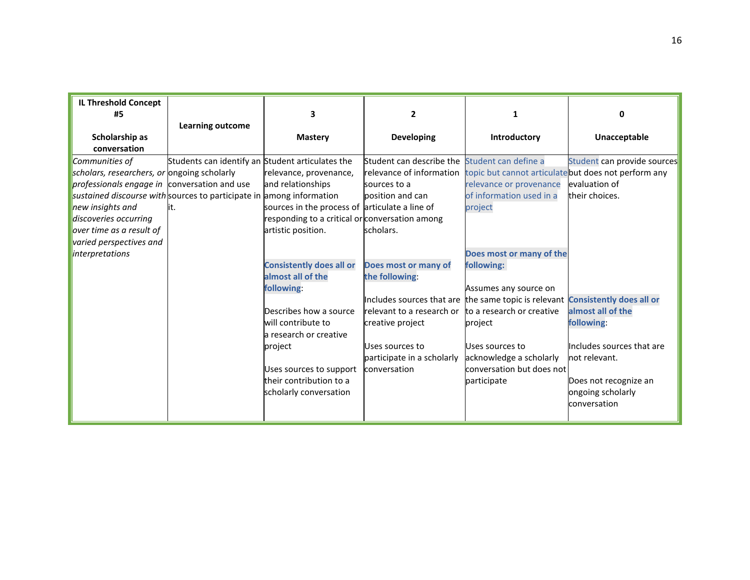| IL Threshold Concept #5<br><br>Scholarship as conversation | Learning outcome | 3<br><br>Mastery | 2<br><br>Developing | 1<br><br>Introductory | 0<br><br>Unacceptable |
|---|---|---|---|---|---|
| *Communities of scholars, researchers, or professionals engage in sustained discourse with new insights and discoveries occurring over time as a result of varied perspectives and interpretations* | Students can identify an ongoing scholarly conversation and use sources to participate in it. | Student articulates the relevance, provenance, and relationships among information sources in the process of responding to a critical or artistic position.<br><br>**Consistently does all or almost all of the following**:<br><br>Describes how a source will contribute to a research or creative project<br><br>Uses sources to support their contribution to a scholarly conversation | Student can describe the relevance of information sources to a position and can articulate a line of conversation among scholars.<br><br>**Does most or many of the following**:<br><br>Includes sources that are relevant to a research or creative project<br><br>Uses sources to participate in a scholarly conversation | Student can define a topic but cannot articulate relevance or provenance of information used in a project<br><br>**Does most or many of the following:**<br><br>Assumes any source on the same topic is relevant to a research or creative project<br><br>Uses sources to acknowledge a scholarly conversation but does not participate | Student can provide sources but does not perform any evaluation of their choices.<br><br>**Consistently does all or almost all of the following**:<br><br>Includes sources that are not relevant.<br><br>Does not recognize an ongoing scholarly conversation |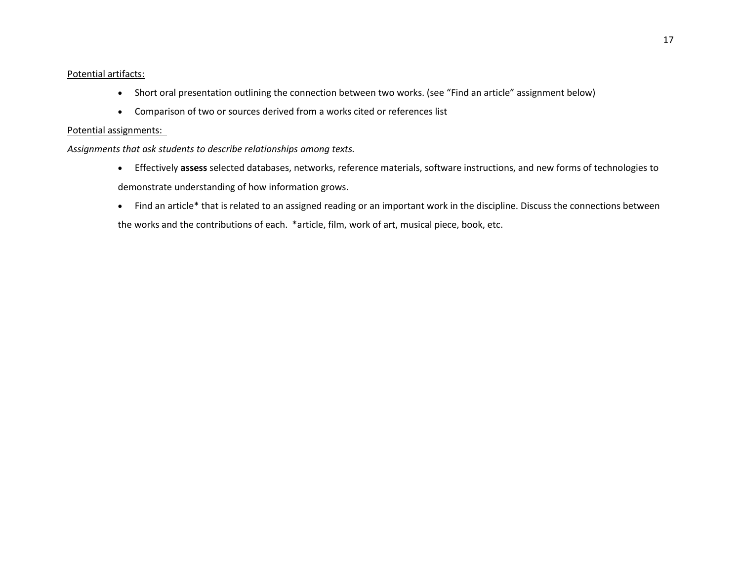Potential artifacts:

- Short oral presentation outlining the connection between two works. (see "Find an article" assignment below)
- Comparison of two or sources derived from a works cited or references list

Potential assignments:

*Assignments that ask students to describe relationships among texts.*

- Effectively **assess** selected databases, networks, reference materials, software instructions, and new forms of technologies to demonstrate understanding of how information grows.
- Find an article* that is related to an assigned reading or an important work in the discipline. Discuss the connections between the works and the contributions of each. *article, film, work of art, musical piece, book, etc.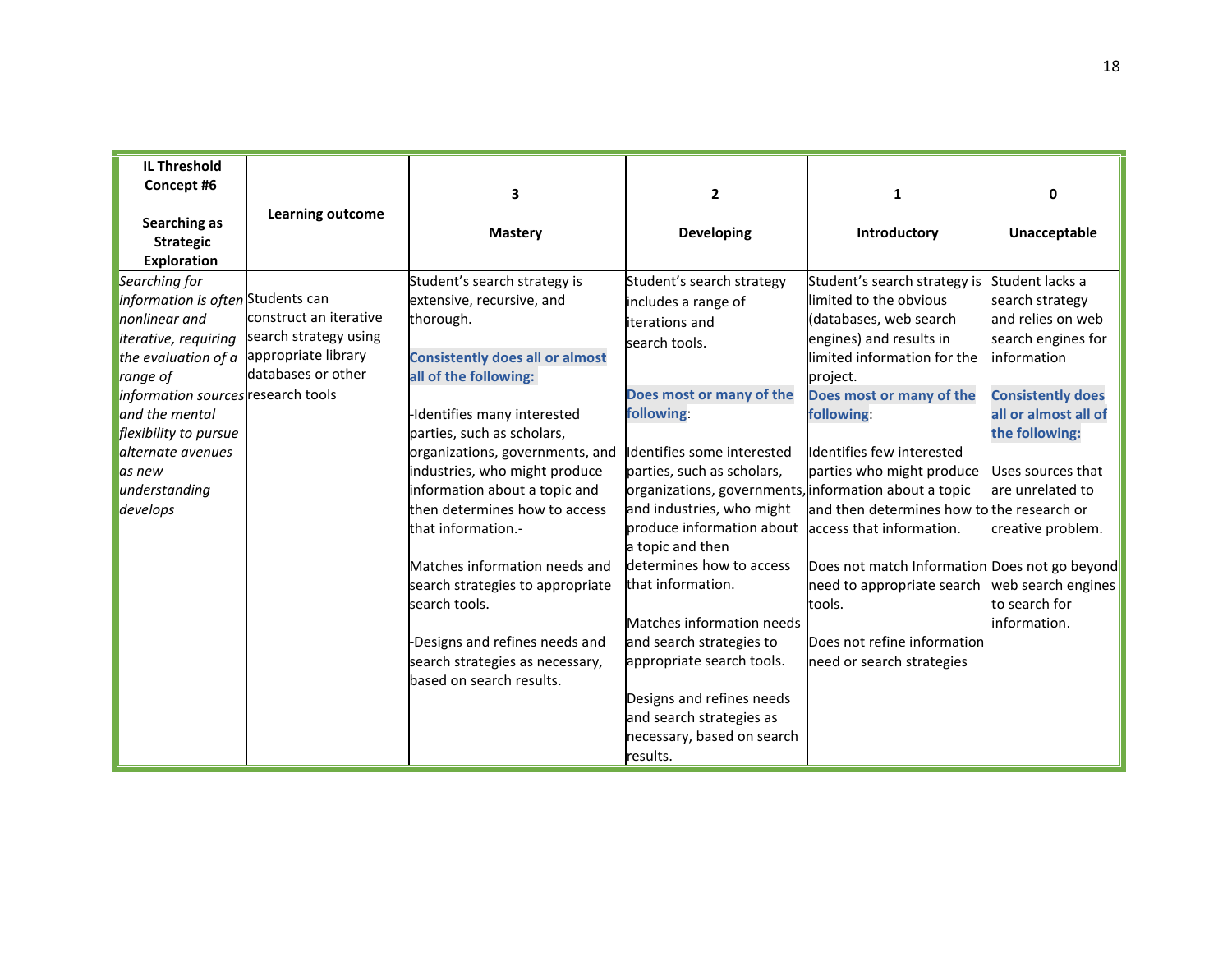| IL Threshold Concept #6<br><br>Searching as Strategic Exploration | Learning outcome | 3<br><br>Mastery | 2<br><br>Developing | 1<br><br>Introductory | 0<br><br>Unacceptable |
|---|---|---|---|---|---|
| *Searching for information is often nonlinear and iterative, requiring the evaluation of a range of information sources and the mental flexibility to pursue alternate avenues as new understanding develops* | Students can construct an iterative search strategy using appropriate library databases or other research tools | Student's search strategy is extensive, recursive, and thorough.<br><br>**Consistently does all or almost all of the following:**<br><br>-Identifies many interested parties, such as scholars, organizations, governments, and industries, who might produce information about a topic and then determines how to access that information.-<br><br>Matches information needs and search strategies to appropriate search tools.<br><br>-Designs and refines needs and search strategies as necessary, based on search results. | Student's search strategy includes a range of iterations and search tools.<br><br>**Does most or many of the following**:<br><br>Identifies some interested parties, such as scholars, organizations, governments, and industries, who might produce information about a topic and then determines how to access that information.<br><br>Matches information needs and search strategies to appropriate search tools.<br><br>Designs and refines needs and search strategies as necessary, based on search results. | Student's search strategy is limited to the obvious (databases, web search engines) and results in limited information for the project.<br><br>**Does most or many of the following**:<br><br>Identifies few interested parties who might produce information about a topic and then determines how to access that information.<br><br>Does not match Information need to appropriate search tools.<br><br>Does not refine information need or search strategies | Student lacks a search strategy and relies on web search engines for information<br><br>**Consistently does all or almost all of the following:**<br><br>Uses sources that are unrelated to the research or creative problem.<br><br>Does not go beyond web search engines to search for information. |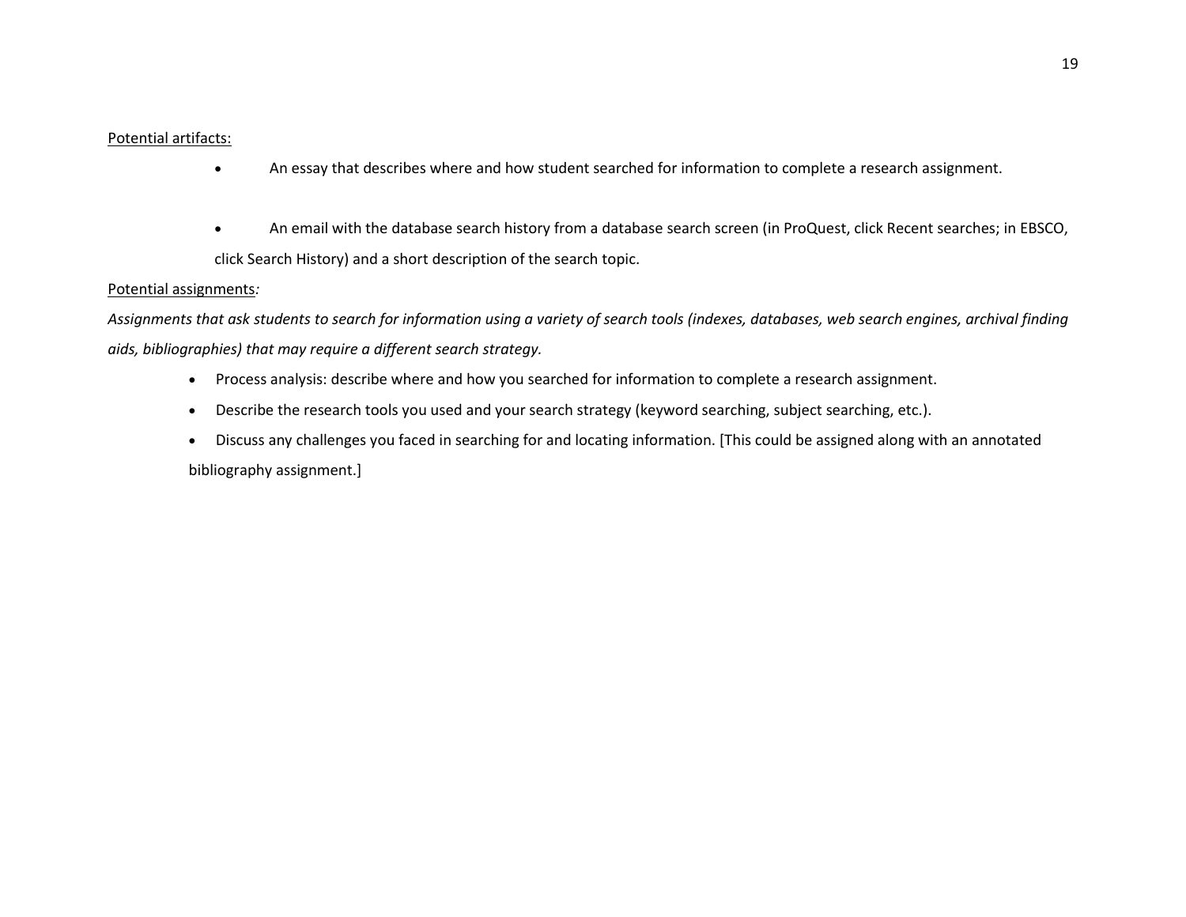<u>Potential artifacts:</u>

- An essay that describes where and how student searched for information to complete a research assignment.
- An email with the database search history from a database search screen (in ProQuest, click Recent searches; in EBSCO, click Search History) and a short description of the search topic.

<u>Potential assignments</u>*:*

*Assignments that ask students to search for information using a variety of search tools (indexes, databases, web search engines, archival finding aids, bibliographies) that may require a different search strategy.*

- Process analysis: describe where and how you searched for information to complete a research assignment.
- Describe the research tools you used and your search strategy (keyword searching, subject searching, etc.).
- Discuss any challenges you faced in searching for and locating information. [This could be assigned along with an annotated bibliography assignment.]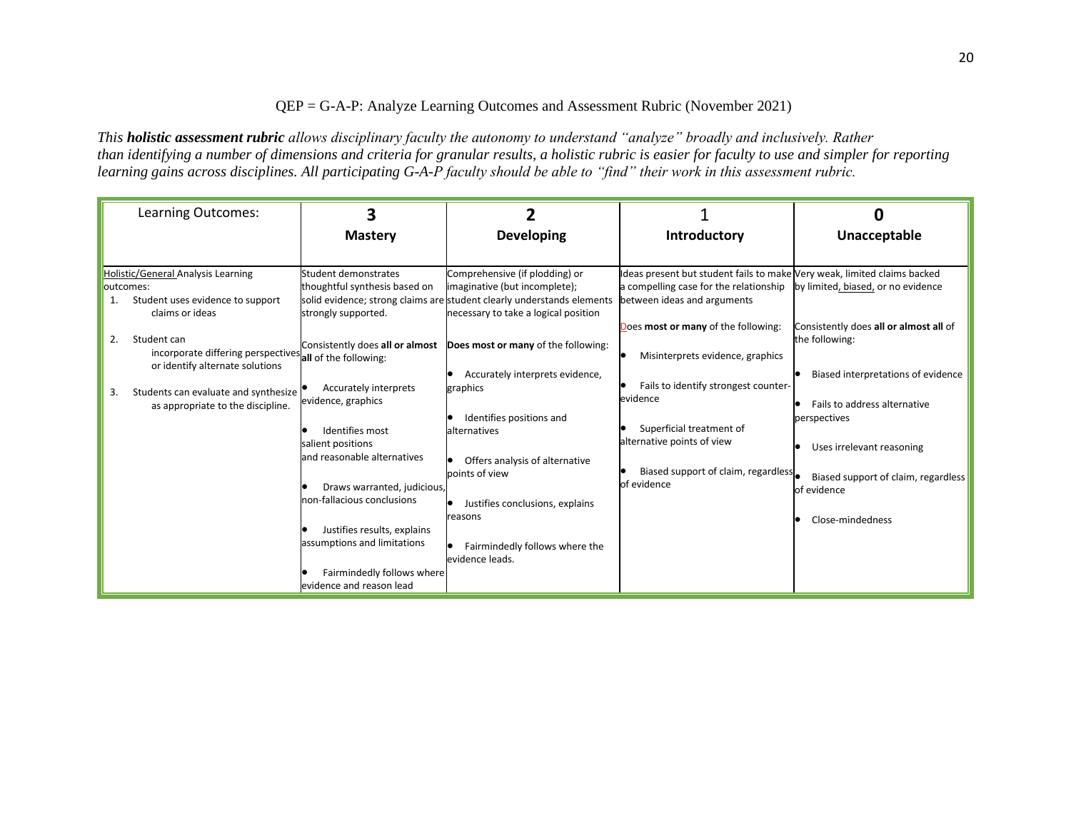QEP = G-A-P: Analyze Learning Outcomes and Assessment Rubric (November 2021)

*This* ***holistic assessment rubric*** *allows disciplinary faculty the autonomy to understand "analyze" broadly and inclusively. Rather than identifying a number of dimensions and criteria for granular results, a holistic rubric is easier for faculty to use and simpler for reporting learning gains across disciplines. All participating G-A-P faculty should be able to "find" their work in this assessment rubric.*

| Learning Outcomes: | **3** **Mastery** | **2** **Developing** | 1 **Introductory** | **0** **Unacceptable** |
|---|---|---|---|---|
| Holistic/General Analysis Learning outcomes:<br>1. Student uses evidence to support claims or ideas<br>2. Student can incorporate differing perspectives or identify alternate solutions<br>3. Students can evaluate and synthesize as appropriate to the discipline. | Student demonstrates thoughtful synthesis based on solid evidence; strong claims are strongly supported.<br><br>Consistently does **all or almost all** of the following:<br>• Accurately interprets evidence, graphics<br>• Identifies most salient positions and reasonable alternatives<br>• Draws warranted, judicious, non-fallacious conclusions<br>• Justifies results, explains assumptions and limitations<br>• Fairmindedly follows where evidence and reason lead | Comprehensive (if plodding) or imaginative (but incomplete); student clearly understands elements necessary to take a logical position<br><br>**Does most or many** of the following:<br>• Accurately interprets evidence, graphics<br>• Identifies positions and alternatives<br>• Offers analysis of alternative points of view<br>• Justifies conclusions, explains reasons<br>• Fairmindedly follows where the evidence leads. | Ideas present but student fails to make a compelling case for the relationship between ideas and arguments<br><br>Does **most or many** of the following:<br>• Misinterprets evidence, graphics<br>• Fails to identify strongest counter-evidence<br>• Superficial treatment of alternative points of view<br>• Biased support of claim, regardless of evidence | Very weak, limited claims backed by limited, biased, or no evidence<br><br>Consistently does **all or almost all** of the following:<br>• Biased interpretations of evidence<br>• Fails to address alternative perspectives<br>• Uses irrelevant reasoning<br>• Biased support of claim, regardless of evidence<br>• Close-mindedness |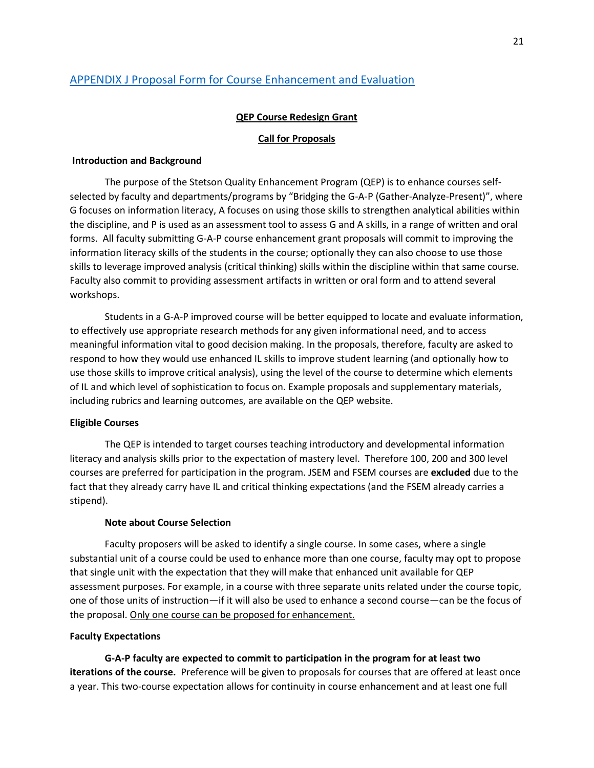## APPENDIX J Proposal Form for Course Enhancement and Evaluation

**QEP Course Redesign Grant**

**Call for Proposals**

**Introduction and Background**

The purpose of the Stetson Quality Enhancement Program (QEP) is to enhance courses self-selected by faculty and departments/programs by "Bridging the G-A-P (Gather-Analyze-Present)", where G focuses on information literacy, A focuses on using those skills to strengthen analytical abilities within the discipline, and P is used as an assessment tool to assess G and A skills, in a range of written and oral forms. All faculty submitting G-A-P course enhancement grant proposals will commit to improving the information literacy skills of the students in the course; optionally they can also choose to use those skills to leverage improved analysis (critical thinking) skills within the discipline within that same course. Faculty also commit to providing assessment artifacts in written or oral form and to attend several workshops.

Students in a G-A-P improved course will be better equipped to locate and evaluate information, to effectively use appropriate research methods for any given informational need, and to access meaningful information vital to good decision making. In the proposals, therefore, faculty are asked to respond to how they would use enhanced IL skills to improve student learning (and optionally how to use those skills to improve critical analysis), using the level of the course to determine which elements of IL and which level of sophistication to focus on. Example proposals and supplementary materials, including rubrics and learning outcomes, are available on the QEP website.

**Eligible Courses**

The QEP is intended to target courses teaching introductory and developmental information literacy and analysis skills prior to the expectation of mastery level. Therefore 100, 200 and 300 level courses are preferred for participation in the program. JSEM and FSEM courses are **excluded** due to the fact that they already carry have IL and critical thinking expectations (and the FSEM already carries a stipend).

**Note about Course Selection**

Faculty proposers will be asked to identify a single course. In some cases, where a single substantial unit of a course could be used to enhance more than one course, faculty may opt to propose that single unit with the expectation that they will make that enhanced unit available for QEP assessment purposes. For example, in a course with three separate units related under the course topic, one of those units of instruction—if it will also be used to enhance a second course—can be the focus of the proposal. <u>Only one course can be proposed for enhancement.</u>

**Faculty Expectations**

**G-A-P faculty are expected to commit to participation in the program for at least two iterations of the course.** Preference will be given to proposals for courses that are offered at least once a year. This two-course expectation allows for continuity in course enhancement and at least one full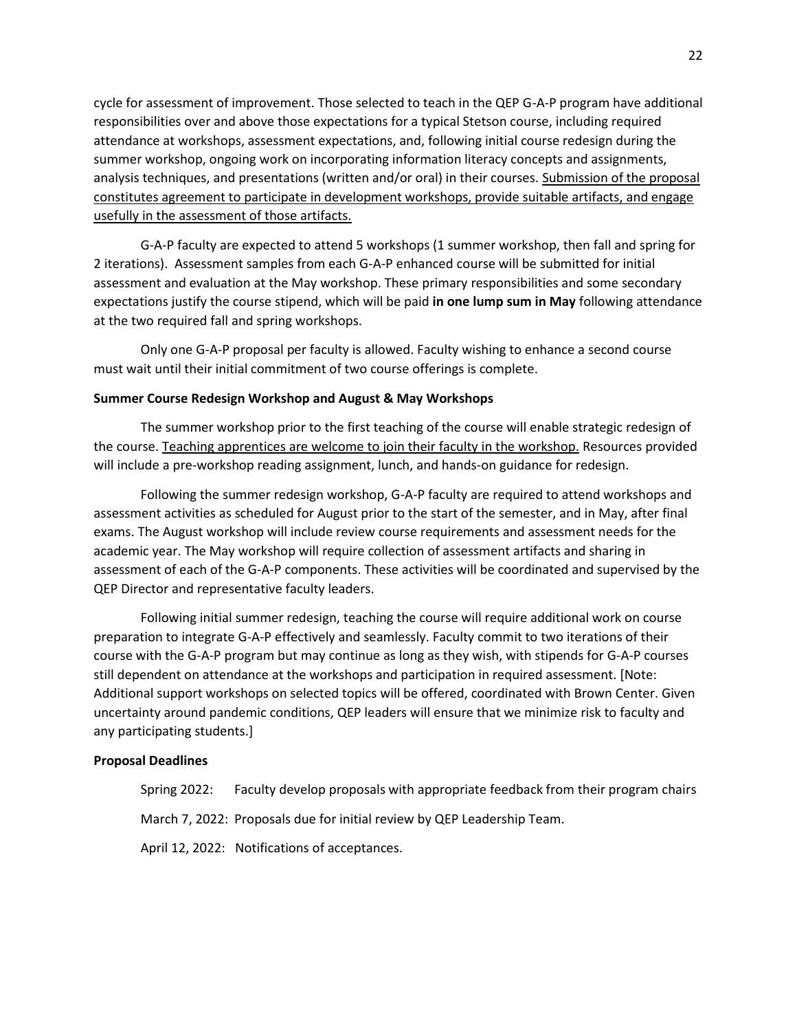cycle for assessment of improvement. Those selected to teach in the QEP G-A-P program have additional responsibilities over and above those expectations for a typical Stetson course, including required attendance at workshops, assessment expectations, and, following initial course redesign during the summer workshop, ongoing work on incorporating information literacy concepts and assignments, analysis techniques, and presentations (written and/or oral) in their courses. <u>Submission of the proposal constitutes agreement to participate in development workshops, provide suitable artifacts, and engage usefully in the assessment of those artifacts.</u>

G-A-P faculty are expected to attend 5 workshops (1 summer workshop, then fall and spring for 2 iterations). Assessment samples from each G-A-P enhanced course will be submitted for initial assessment and evaluation at the May workshop. These primary responsibilities and some secondary expectations justify the course stipend, which will be paid **in one lump sum in May** following attendance at the two required fall and spring workshops.

Only one G-A-P proposal per faculty is allowed. Faculty wishing to enhance a second course must wait until their initial commitment of two course offerings is complete.

**Summer Course Redesign Workshop and August & May Workshops**

The summer workshop prior to the first teaching of the course will enable strategic redesign of the course. <u>Teaching apprentices are welcome to join their faculty in the workshop.</u> Resources provided will include a pre-workshop reading assignment, lunch, and hands-on guidance for redesign.

Following the summer redesign workshop, G-A-P faculty are required to attend workshops and assessment activities as scheduled for August prior to the start of the semester, and in May, after final exams. The August workshop will include review course requirements and assessment needs for the academic year. The May workshop will require collection of assessment artifacts and sharing in assessment of each of the G-A-P components. These activities will be coordinated and supervised by the QEP Director and representative faculty leaders.

Following initial summer redesign, teaching the course will require additional work on course preparation to integrate G-A-P effectively and seamlessly. Faculty commit to two iterations of their course with the G-A-P program but may continue as long as they wish, with stipends for G-A-P courses still dependent on attendance at the workshops and participation in required assessment. [Note: Additional support workshops on selected topics will be offered, coordinated with Brown Center. Given uncertainty around pandemic conditions, QEP leaders will ensure that we minimize risk to faculty and any participating students.]

**Proposal Deadlines**

Spring 2022: Faculty develop proposals with appropriate feedback from their program chairs

March 7, 2022: Proposals due for initial review by QEP Leadership Team.

April 12, 2022: Notifications of acceptances.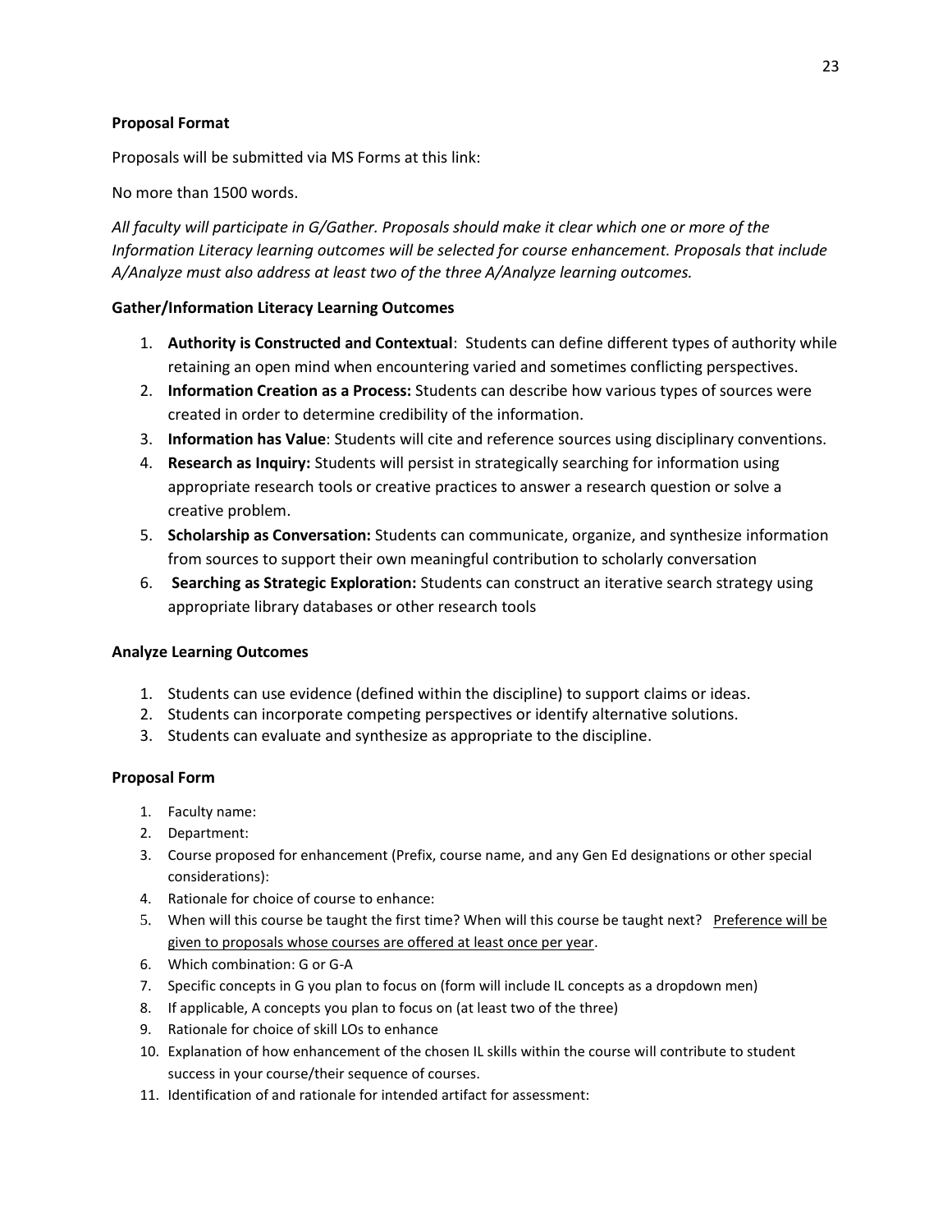**Proposal Format**

Proposals will be submitted via MS Forms at this link:

No more than 1500 words.

*All faculty will participate in G/Gather. Proposals should make it clear which one or more of the Information Literacy learning outcomes will be selected for course enhancement. Proposals that include A/Analyze must also address at least two of the three A/Analyze learning outcomes.*

**Gather/Information Literacy Learning Outcomes**

1. **Authority is Constructed and Contextual**: Students can define different types of authority while retaining an open mind when encountering varied and sometimes conflicting perspectives.
2. **Information Creation as a Process:** Students can describe how various types of sources were created in order to determine credibility of the information.
3. **Information has Value**: Students will cite and reference sources using disciplinary conventions.
4. **Research as Inquiry:** Students will persist in strategically searching for information using appropriate research tools or creative practices to answer a research question or solve a creative problem.
5. **Scholarship as Conversation:** Students can communicate, organize, and synthesize information from sources to support their own meaningful contribution to scholarly conversation
6. **Searching as Strategic Exploration:** Students can construct an iterative search strategy using appropriate library databases or other research tools

**Analyze Learning Outcomes**

1. Students can use evidence (defined within the discipline) to support claims or ideas.
2. Students can incorporate competing perspectives or identify alternative solutions.
3. Students can evaluate and synthesize as appropriate to the discipline.

**Proposal Form**

1. Faculty name:
2. Department:
3. Course proposed for enhancement (Prefix, course name, and any Gen Ed designations or other special considerations):
4. Rationale for choice of course to enhance:
5. When will this course be taught the first time? When will this course be taught next? <u>Preference will be given to proposals whose courses are offered at least once per year</u>.
6. Which combination: G or G-A
7. Specific concepts in G you plan to focus on (form will include IL concepts as a dropdown men)
8. If applicable, A concepts you plan to focus on (at least two of the three)
9. Rationale for choice of skill LOs to enhance
10. Explanation of how enhancement of the chosen IL skills within the course will contribute to student success in your course/their sequence of courses.
11. Identification of and rationale for intended artifact for assessment: